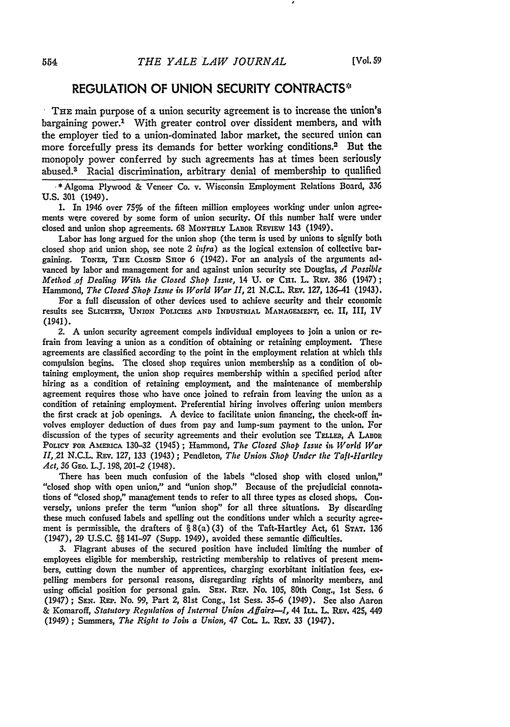## REGULATION OF UNION SECURITY CONTRACTS*

THE main purpose of a union security agreement is to increase the union's bargaining power.[1] With greater control over dissident members, and with the employer tied to a union-dominated labor market, the secured union can more forcefully press its demands for better working conditions.[2] But the monopoly power conferred by such agreements has at times been seriously abused.[3] Racial discrimination, arbitrary denial of membership to qualified

---

* Algoma Plywood & Veneer Co. v. Wisconsin Employment Relations Board, 336 U.S. 301 (1949).

1. In 1946 over 75% of the fifteen million employees working under union agreements were covered by some form of union security. Of this number half were under closed and union shop agreements. 68 MONTHLY LABOR REVIEW 143 (1949).

Labor has long argued for the union shop (the term is used by unions to signify both closed shop and union shop, see note 2 *infra*) as the logical extension of collective bargaining. TONER, THE CLOSED SHOP 6 (1942). For an analysis of the arguments advanced by labor and management for and against union security see Douglas, *A Possible Method of Dealing With the Closed Shop Issue*, 14 U. OF CHI. L. REV. 386 (1947); Hammond, *The Closed Shop Issue in World War II*, 21 N.C.L. REV. 127, 136–41 (1943).

For a full discussion of other devices used to achieve security and their economic results see SLICHTER, UNION POLICIES AND INDUSTRIAL MANAGEMENT, cc. II, III, IV (1941).

2. A union security agreement compels individual employees to join a union or refrain from leaving a union as a condition of obtaining or retaining employment. These agreements are classified according to the point in the employment relation at which this compulsion begins. The closed shop requires union membership as a condition of obtaining employment, the union shop requires membership within a specified period after hiring as a condition of retaining employment, and the maintenance of membership agreement requires those who have once joined to refrain from leaving the union as a condition of retaining employment. Preferential hiring involves offering union members the first crack at job openings. A device to facilitate union financing, the check-off involves employer deduction of dues from pay and lump-sum payment to the union. For discussion of the types of security agreements and their evolution see TELLER, A LABOR POLICY FOR AMERICA 130–32 (1945); Hammond, *The Closed Shop Issue in World War II*, 21 N.C.L. REV. 127, 133 (1943); Pendleton, *The Union Shop Under the Taft-Hartley Act*, 36 GEO. L.J. 198, 201–2 (1948).

There has been much confusion of the labels "closed shop with closed union," "closed shop with open union," and "union shop." Because of the prejudicial connotations of "closed shop," management tends to refer to all three types as closed shops. Conversely, unions prefer the term "union shop" for all three situations. By discarding these much confused labels and spelling out the conditions under which a security agreement is permissible, the drafters of § 8(a)(3) of the Taft-Hartley Act, 61 STAT. 136 (1947), 29 U.S.C. §§ 141–97 (Supp. 1949), avoided these semantic difficulties.

3. Flagrant abuses of the secured position have included limiting the number of employees eligible for membership, restricting membership to relatives of present members, cutting down the number of apprentices, charging exorbitant initiation fees, expelling members for personal reasons, disregarding rights of minority members, and using official position for personal gain. SEN. REP. No. 105, 80th Cong., 1st Sess. 6 (1947); SEN. REP. No. 99, Part 2, 81st Cong., 1st Sess. 35–6 (1949). See also Aaron & Komaroff, *Statutory Regulation of Internal Union Affairs—I*, 44 ILL. L. REV. 425, 449 (1949); Summers, *The Right to Join a Union*, 47 COL. L. REV. 33 (1947).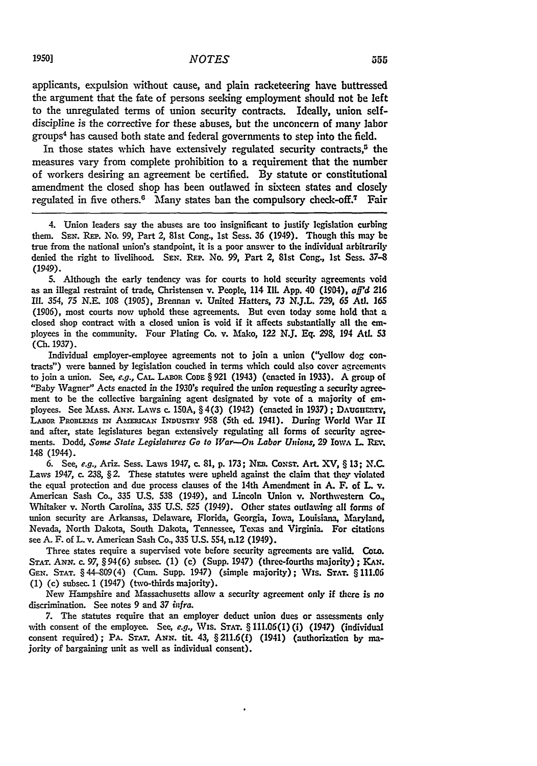applicants, expulsion without cause, and plain racketeering have buttressed the argument that the fate of persons seeking employment should not be left to the unregulated terms of union security contracts. Ideally, union self-discipline is the corrective for these abuses, but the unconcern of many labor groups[4] has caused both state and federal governments to step into the field.

In those states which have extensively regulated security contracts,[5] the measures vary from complete prohibition to a requirement that the number of workers desiring an agreement be certified. By statute or constitutional amendment the closed shop has been outlawed in sixteen states and closely regulated in five others.[6] Many states ban the compulsory check-off.[7] Fair

---

4. Union leaders say the abuses are too insignificant to justify legislation curbing them. SEN. REP. No. 99, Part 2, 81st Cong., 1st Sess. 36 (1949). Though this may be true from the national union's standpoint, it is a poor answer to the individual arbitrarily denied the right to livelihood. SEN. REP. No. 99, Part 2, 81st Cong., 1st Sess. 37–8 (1949).

5. Although the early tendency was for courts to hold security agreements void as an illegal restraint of trade, Christensen v. People, 114 Ill. App. 40 (1904), *aff'd* 216 Ill. 354, 75 N.E. 108 (1905), Brennan v. United Hatters, 73 N.J.L. 729, 65 Atl. 165 (1906), most courts now uphold these agreements. But even today some hold that a closed shop contract with a closed union is void if it affects substantially all the employees in the community. Four Plating Co. v. Mako, 122 N.J. Eq. 298, 194 Atl. 53 (Ch. 1937).

Individual employer-employee agreements not to join a union ("yellow dog contracts") were banned by legislation couched in terms which could also cover agreements to join a union. See, *e.g.*, CAL. LABOR CODE § 921 (1943) (enacted in 1933). A group of "Baby Wagner" Acts enacted in the 1930's required the union requesting a security agreement to be the collective bargaining agent designated by vote of a majority of employees. See MASS. ANN. LAWS c. 150A, § 4(3) (1942) (enacted in 1937); DAUGHERTY, LABOR PROBLEMS IN AMERICAN INDUSTRY 958 (5th ed. 1941). During World War II and after, state legislatures began extensively regulating all forms of security agreements. Dodd, *Some State Legislatures Go to War—On Labor Unions*, 29 IOWA L. REV. 148 (1944).

6. See, *e.g.*, Ariz. Sess. Laws 1947, c. 81, p. 173; NEB. CONST. Art. XV, § 13; N.C. Laws 1947, c. 238, § 2. These statutes were upheld against the claim that they violated the equal protection and due process clauses of the 14th Amendment in A. F. of L. v. American Sash Co., 335 U.S. 538 (1949), and Lincoln Union v. Northwestern Co., Whitaker v. North Carolina, 335 U.S. 525 (1949). Other states outlawing all forms of union security are Arkansas, Delaware, Florida, Georgia, Iowa, Louisiana, Maryland, Nevada, North Dakota, South Dakota, Tennessee, Texas and Virginia. For citations see A. F. of L. v. American Sash Co., 335 U.S. 554, n.12 (1949).

Three states require a supervised vote before security agreements are valid. COLO. STAT. ANN. c. 97, § 94(6) subsec. (1) (c) (Supp. 1947) (three-fourths majority); KAN. GEN. STAT. § 44-809(4) (Cum. Supp. 1947) (simple majority); WIS. STAT. § 111.06 (1) (c) subsec. 1 (1947) (two-thirds majority).

New Hampshire and Massachusetts allow a security agreement only if there is no discrimination. See notes 9 and 37 *infra*.

7. The statutes require that an employer deduct union dues or assessments only with consent of the employee. See, *e.g.*, WIS. STAT. § 111.06(1)(i) (1947) (individual consent required); PA. STAT. ANN. tit. 43, § 211.6(f) (1941) (authorization by majority of bargaining unit as well as individual consent).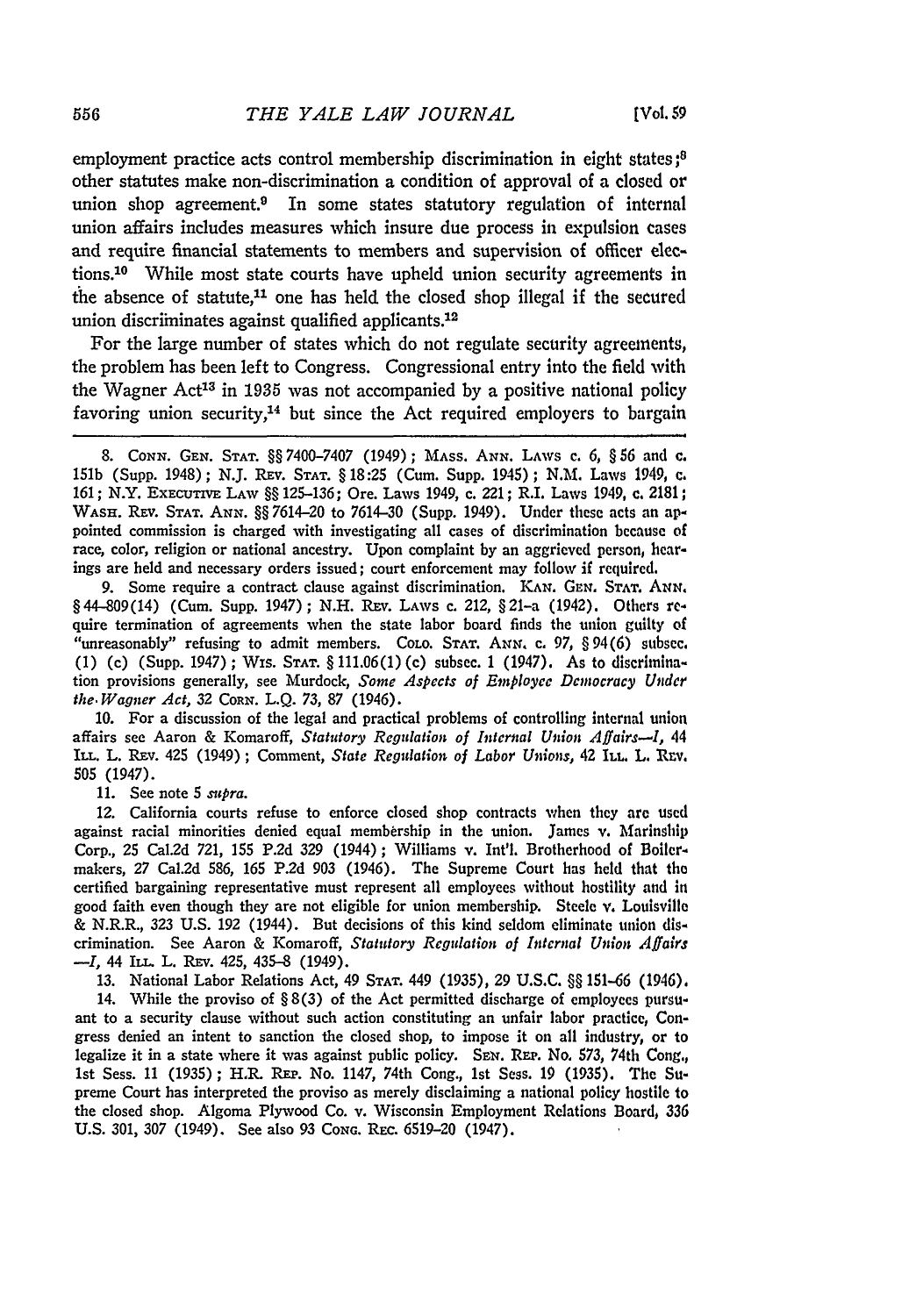employment practice acts control membership discrimination in eight states;[8] other statutes make non-discrimination a condition of approval of a closed or union shop agreement.[9] In some states statutory regulation of internal union affairs includes measures which insure due process in expulsion cases and require financial statements to members and supervision of officer elections.[10] While most state courts have upheld union security agreements in the absence of statute,[11] one has held the closed shop illegal if the secured union discriminates against qualified applicants.[12]

For the large number of states which do not regulate security agreements, the problem has been left to Congress. Congressional entry into the field with the Wagner Act[13] in 1935 was not accompanied by a positive national policy favoring union security,[14] but since the Act required employers to bargain

---

8. CONN. GEN. STAT. §§ 7400–7407 (1949); MASS. ANN. LAWS c. 6, § 56 and c. 151b (Supp. 1948); N.J. REV. STAT. § 18:25 (Cum. Supp. 1945); N.M. Laws 1949, c. 161; N.Y. EXECUTIVE LAW §§ 125–136; Ore. Laws 1949, c. 221; R.I. Laws 1949, c. 2181; WASH. REV. STAT. ANN. §§ 7614–20 to 7614–30 (Supp. 1949). Under these acts an appointed commission is charged with investigating all cases of discrimination because of race, color, religion or national ancestry. Upon complaint by an aggrieved person, hearings are held and necessary orders issued; court enforcement may follow if required.

9. Some require a contract clause against discrimination. KAN. GEN. STAT. ANN. § 44–809(14) (Cum. Supp. 1947); N.H. REV. LAWS c. 212, § 21-a (1942). Others require termination of agreements when the state labor board finds the union guilty of "unreasonably" refusing to admit members. COLO. STAT. ANN. c. 97, § 94(6) subsec. (1) (c) (Supp. 1947); WIS. STAT. § 111.06(1) (c) subsec. 1 (1947). As to discrimination provisions generally, see Murdock, *Some Aspects of Employee Democracy Under the Wagner Act*, 32 CORN. L.Q. 73, 87 (1946).

10. For a discussion of the legal and practical problems of controlling internal union affairs see Aaron & Komaroff, *Statutory Regulation of Internal Union Affairs—I*, 44 ILL. L. REV. 425 (1949); Comment, *State Regulation of Labor Unions*, 42 ILL. L. REV. 505 (1947).

11. See note 5 *supra*.

12. California courts refuse to enforce closed shop contracts when they are used against racial minorities denied equal membership in the union. James v. Marinship Corp., 25 Cal.2d 721, 155 P.2d 329 (1944); Williams v. Int'l. Brotherhood of Boilermakers, 27 Cal.2d 586, 165 P.2d 903 (1946). The Supreme Court has held that the certified bargaining representative must represent all employees without hostility and in good faith even though they are not eligible for union membership. Steele v. Louisville & N.R.R., 323 U.S. 192 (1944). But decisions of this kind seldom eliminate union discrimination. See Aaron & Komaroff, *Statutory Regulation of Internal Union Affairs —I*, 44 ILL. L. REV. 425, 435–8 (1949).

13. National Labor Relations Act, 49 STAT. 449 (1935), 29 U.S.C. §§ 151–66 (1946).

14. While the proviso of § 8(3) of the Act permitted discharge of employees pursuant to a security clause without such action constituting an unfair labor practice, Congress denied an intent to sanction the closed shop, to impose it on all industry, or to legalize it in a state where it was against public policy. SEN. REP. No. 573, 74th Cong., 1st Sess. 11 (1935); H.R. REP. No. 1147, 74th Cong., 1st Sess. 19 (1935). The Supreme Court has interpreted the proviso as merely disclaiming a national policy hostile to the closed shop. Algoma Plywood Co. v. Wisconsin Employment Relations Board, 336 U.S. 301, 307 (1949). See also 93 CONG. REC. 6519–20 (1947).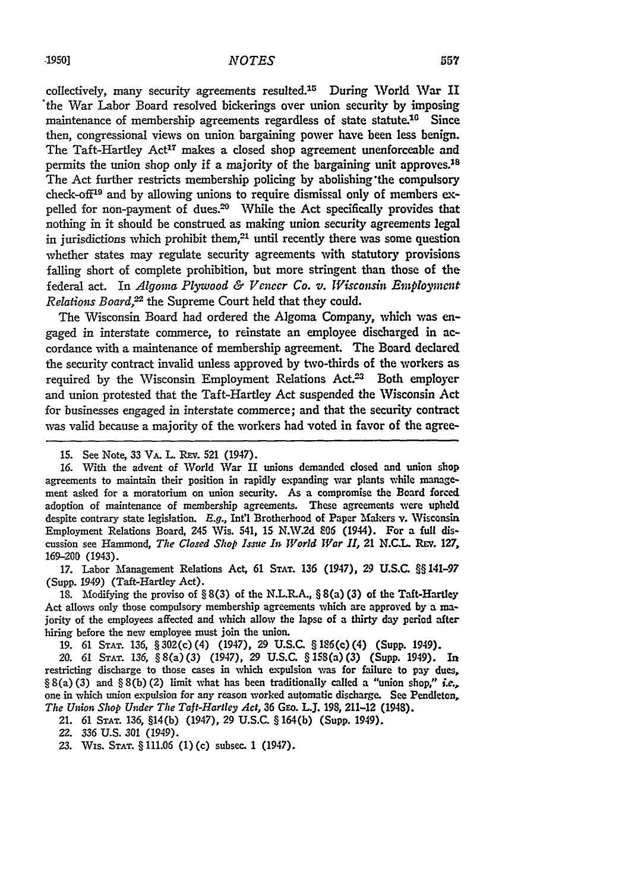collectively, many security agreements resulted.[15] During World War II the War Labor Board resolved bickerings over union security by imposing maintenance of membership agreements regardless of state statute.[16] Since then, congressional views on union bargaining power have been less benign. The Taft-Hartley Act[17] makes a closed shop agreement unenforceable and permits the union shop only if a majority of the bargaining unit approves.[18] The Act further restricts membership policing by abolishing the compulsory check-off[19] and by allowing unions to require dismissal only of members expelled for non-payment of dues.[20] While the Act specifically provides that nothing in it should be construed as making union security agreements legal in jurisdictions which prohibit them,[21] until recently there was some question whether states may regulate security agreements with statutory provisions falling short of complete prohibition, but more stringent than those of the federal act. In *Algoma Plywood & Veneer Co. v. Wisconsin Employment Relations Board*,[22] the Supreme Court held that they could.

The Wisconsin Board had ordered the Algoma Company, which was engaged in interstate commerce, to reinstate an employee discharged in accordance with a maintenance of membership agreement. The Board declared the security contract invalid unless approved by two-thirds of the workers as required by the Wisconsin Employment Relations Act.[23] Both employer and union protested that the Taft-Hartley Act suspended the Wisconsin Act for businesses engaged in interstate commerce; and that the security contract was valid because a majority of the workers had voted in favor of the agree-

---

15. See Note, 33 VA. L. REV. 521 (1947).

16. With the advent of World War II unions demanded closed and union shop agreements to maintain their position in rapidly expanding war plants while management asked for a moratorium on union security. As a compromise the Board forced adoption of maintenance of membership agreements. These agreements were upheld despite contrary state legislation. *E.g.*, Int'l Brotherhood of Paper Makers v. Wisconsin Employment Relations Board, 245 Wis. 541, 15 N.W.2d 806 (1944). For a full discussion see Hammond, *The Closed Shop Issue In World War II*, 21 N.C.L. REV. 127, 169–200 (1943).

17. Labor Management Relations Act, 61 STAT. 136 (1947), 29 U.S.C. §§141–97 (Supp. 1949) (Taft-Hartley Act).

18. Modifying the proviso of §8(3) of the N.L.R.A., §8(a)(3) of the Taft-Hartley Act allows only those compulsory membership agreements which are approved by a majority of the employees affected and which allow the lapse of a thirty day period after hiring before the new employee must join the union.

19. 61 STAT. 136, §302(c)(4) (1947), 29 U.S.C. §186(c)(4) (Supp. 1949).

20. 61 STAT. 136, §8(a)(3) (1947), 29 U.S.C. §158(a)(3) (Supp. 1949). In restricting discharge to those cases in which expulsion was for failure to pay dues, §8(a)(3) and §8(b)(2) limit what has been traditionally called a "union shop," *i.e.*, one in which union expulsion for any reason worked automatic discharge. See Pendleton, *The Union Shop Under The Taft-Hartley Act*, 36 GEO. L.J. 198, 211–12 (1948).

21. 61 STAT. 136, §14(b) (1947), 29 U.S.C. §164(b) (Supp. 1949).

22. 336 U.S. 301 (1949).

23. WIS. STAT. §111.06 (1)(c) subsec. 1 (1947).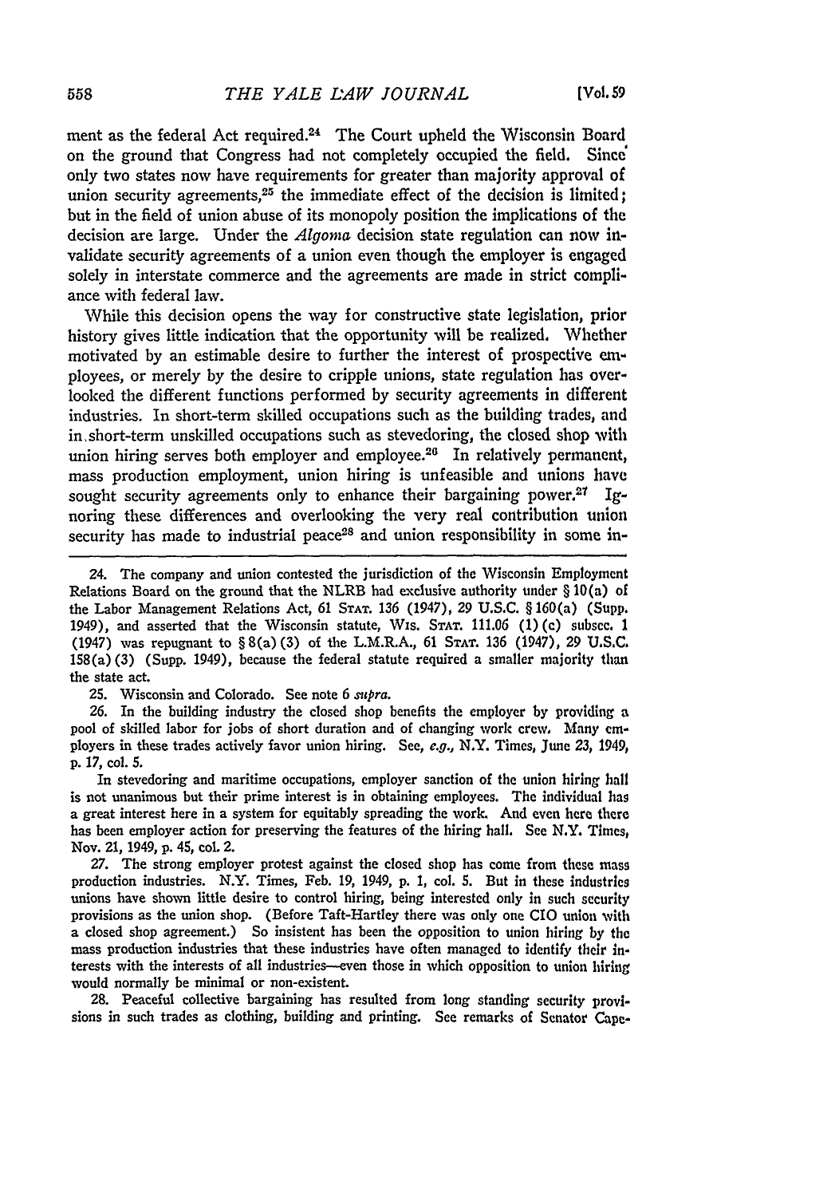ment as the federal Act required.[24] The Court upheld the Wisconsin Board on the ground that Congress had not completely occupied the field. Since only two states now have requirements for greater than majority approval of union security agreements,[25] the immediate effect of the decision is limited; but in the field of union abuse of its monopoly position the implications of the decision are large. Under the *Algoma* decision state regulation can now invalidate security agreements of a union even though the employer is engaged solely in interstate commerce and the agreements are made in strict compliance with federal law.

While this decision opens the way for constructive state legislation, prior history gives little indication that the opportunity will be realized. Whether motivated by an estimable desire to further the interest of prospective employees, or merely by the desire to cripple unions, state regulation has overlooked the different functions performed by security agreements in different industries. In short-term skilled occupations such as the building trades, and in short-term unskilled occupations such as stevedoring, the closed shop with union hiring serves both employer and employee.[26] In relatively permanent, mass production employment, union hiring is unfeasible and unions have sought security agreements only to enhance their bargaining power.[27] Ignoring these differences and overlooking the very real contribution union security has made to industrial peace[28] and union responsibility in some in-

---

24. The company and union contested the jurisdiction of the Wisconsin Employment Relations Board on the ground that the NLRB had exclusive authority under § 10(a) of the Labor Management Relations Act, 61 STAT. 136 (1947), 29 U.S.C. § 160(a) (Supp. 1949), and asserted that the Wisconsin statute, WIS. STAT. 111.06 (1)(c) subsec. 1 (1947) was repugnant to § 8(a)(3) of the L.M.R.A., 61 STAT. 136 (1947), 29 U.S.C. 158(a)(3) (Supp. 1949), because the federal statute required a smaller majority than the state act.

25. Wisconsin and Colorado. See note 6 *supra*.

26. In the building industry the closed shop benefits the employer by providing a pool of skilled labor for jobs of short duration and of changing work crew. Many employers in these trades actively favor union hiring. See, *e.g.*, N.Y. Times, June 23, 1949, p. 17, col. 5.

In stevedoring and maritime occupations, employer sanction of the union hiring hall is not unanimous but their prime interest is in obtaining employees. The individual has a great interest here in a system for equitably spreading the work. And even here there has been employer action for preserving the features of the hiring hall. See N.Y. Times, Nov. 21, 1949, p. 45, col. 2.

27. The strong employer protest against the closed shop has come from these mass production industries. N.Y. Times, Feb. 19, 1949, p. 1, col. 5. But in these industries unions have shown little desire to control hiring, being interested only in such security provisions as the union shop. (Before Taft-Hartley there was only one CIO union with a closed shop agreement.) So insistent has been the opposition to union hiring by the mass production industries that these industries have often managed to identify their interests with the interests of all industries—even those in which opposition to union hiring would normally be minimal or non-existent.

28. Peaceful collective bargaining has resulted from long standing security provisions in such trades as clothing, building and printing. See remarks of Senator Cape-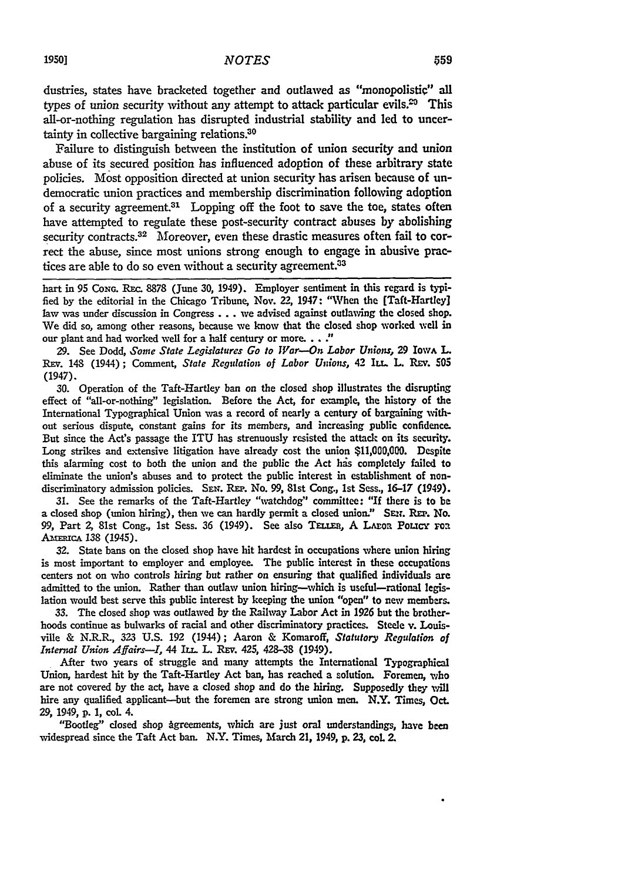dustries, states have bracketed together and outlawed as "monopolistic" all types of union security without any attempt to attack particular evils.[29] This all-or-nothing regulation has disrupted industrial stability and led to uncertainty in collective bargaining relations.[30]

Failure to distinguish between the institution of union security and union abuse of its secured position has influenced adoption of these arbitrary state policies. Most opposition directed at union security has arisen because of undemocratic union practices and membership discrimination following adoption of a security agreement.[31] Lopping off the foot to save the toe, states often have attempted to regulate these post-security contract abuses by abolishing security contracts.[32] Moreover, even these drastic measures often fail to correct the abuse, since most unions strong enough to engage in abusive practices are able to do so even without a security agreement.[33]

---

hart in 95 Cong. Rec. 8878 (June 30, 1949). Employer sentiment in this regard is typified by the editorial in the Chicago Tribune, Nov. 22, 1947: "When the [Taft-Hartley] law was under discussion in Congress . . . we advised against outlawing the closed shop. We did so, among other reasons, because we know that the closed shop worked well in our plant and had worked well for a half century or more. . . ."

29. See Dodd, *Some State Legislatures Go to War—On Labor Unions*, 29 Iowa L. Rev. 148 (1944); Comment, *State Regulation of Labor Unions*, 42 Ill. L. Rev. 505 (1947).

30. Operation of the Taft-Hartley ban on the closed shop illustrates the disrupting effect of "all-or-nothing" legislation. Before the Act, for example, the history of the International Typographical Union was a record of nearly a century of bargaining without serious dispute, constant gains for its members, and increasing public confidence. But since the Act's passage the ITU has strenuously resisted the attack on its security. Long strikes and extensive litigation have already cost the union $11,000,000. Despite this alarming cost to both the union and the public the Act has completely failed to eliminate the union's abuses and to protect the public interest in establishment of non-discriminatory admission policies. Sen. Rep. No. 99, 81st Cong., 1st Sess., 16–17 (1949).

31. See the remarks of the Taft-Hartley "watchdog" committee: "If there is to be a closed shop (union hiring), then we can hardly permit a closed union." Sen. Rep. No. 99, Part 2, 81st Cong., 1st Sess. 36 (1949). See also Teller, A Labor Policy for America 138 (1945).

32. State bans on the closed shop have hit hardest in occupations where union hiring is most important to employer and employee. The public interest in these occupations centers not on who controls hiring but rather on ensuring that qualified individuals are admitted to the union. Rather than outlaw union hiring—which is useful—rational legislation would best serve this public interest by keeping the union "open" to new members.

33. The closed shop was outlawed by the Railway Labor Act in 1926 but the brotherhoods continue as bulwarks of racial and other discriminatory practices. Steele v. Louisville & N.R.R., 323 U.S. 192 (1944); Aaron & Komaroff, *Statutory Regulation of Internal Union Affairs—I*, 44 Ill. L. Rev. 425, 428–38 (1949).

After two years of struggle and many attempts the International Typographical Union, hardest hit by the Taft-Hartley Act ban, has reached a solution. Foremen, who are not covered by the act, have a closed shop and do the hiring. Supposedly they will hire any qualified applicant—but the foremen are strong union men. N.Y. Times, Oct. 29, 1949, p. 1, col. 4.

"Bootleg" closed shop agreements, which are just oral understandings, have been widespread since the Taft Act ban. N.Y. Times, March 21, 1949, p. 23, col. 2.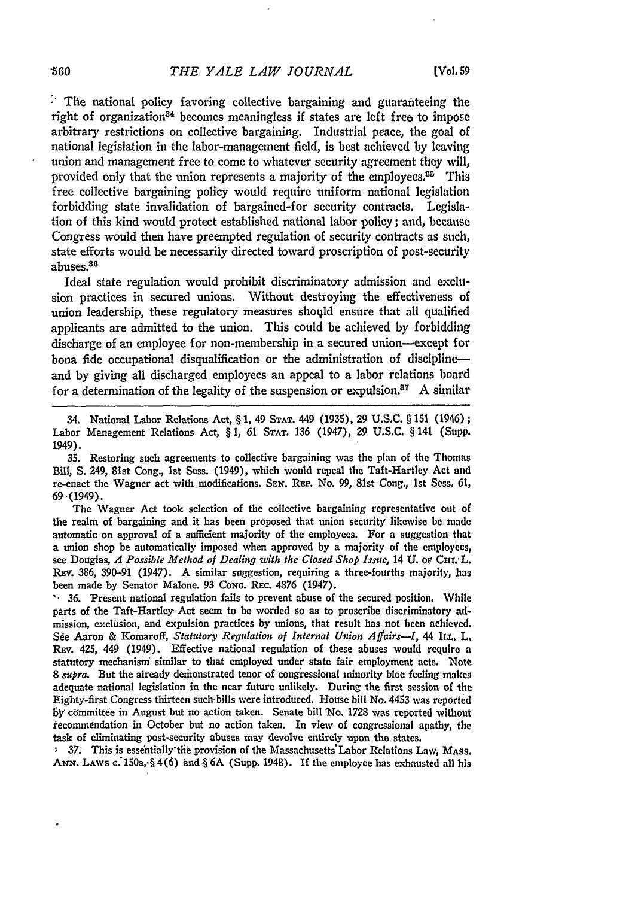The national policy favoring collective bargaining and guaranteeing the right of organization[34] becomes meaningless if states are left free to impose arbitrary restrictions on collective bargaining. Industrial peace, the goal of national legislation in the labor-management field, is best achieved by leaving union and management free to come to whatever security agreement they will, provided only that the union represents a majority of the employees.[35] This free collective bargaining policy would require uniform national legislation forbidding state invalidation of bargained-for security contracts. Legislation of this kind would protect established national labor policy; and, because Congress would then have preempted regulation of security contracts as such, state efforts would be necessarily directed toward proscription of post-security abuses.[36]

Ideal state regulation would prohibit discriminatory admission and exclusion practices in secured unions. Without destroying the effectiveness of union leadership, these regulatory measures should ensure that all qualified applicants are admitted to the union. This could be achieved by forbidding discharge of an employee for non-membership in a secured union—except for bona fide occupational disqualification or the administration of discipline—and by giving all discharged employees an appeal to a labor relations board for a determination of the legality of the suspension or expulsion.[37] A similar

---

34. National Labor Relations Act, § 1, 49 STAT. 449 (1935), 29 U.S.C. § 151 (1946); Labor Management Relations Act, § 1, 61 STAT. 136 (1947), 29 U.S.C. § 141 (Supp. 1949).

35. Restoring such agreements to collective bargaining was the plan of the Thomas Bill, S. 249, 81st Cong., 1st Sess. (1949), which would repeal the Taft-Hartley Act and re-enact the Wagner act with modifications. SEN. REP. No. 99, 81st Cong., 1st Sess. 61, 69 (1949).

The Wagner Act took selection of the collective bargaining representative out of the realm of bargaining and it has been proposed that union security likewise be made automatic on approval of a sufficient majority of the employees. For a suggestion that a union shop be automatically imposed when approved by a majority of the employees, see Douglas, *A Possible Method of Dealing with the Closed Shop Issue*, 14 U. OF CHI. L. REV. 386, 390–91 (1947). A similar suggestion, requiring a three-fourths majority, has been made by Senator Malone. 93 CONG. REC. 4876 (1947).

36. Present national regulation fails to prevent abuse of the secured position. While parts of the Taft-Hartley Act seem to be worded so as to proscribe discriminatory admission, exclusion, and expulsion practices by unions, that result has not been achieved. See Aaron & Komaroff, *Statutory Regulation of Internal Union Affairs—I*, 44 ILL. L. REV. 425, 449 (1949). Effective national regulation of these abuses would require a statutory mechanism similar to that employed under state fair employment acts. Note 8 *supra*. But the already demonstrated tenor of congressional minority bloc feeling makes adequate national legislation in the near future unlikely. During the first session of the Eighty-first Congress thirteen such bills were introduced. House bill No. 4453 was reported by committee in August but no action taken. Senate bill No. 1728 was reported without recommendation in October but no action taken. In view of congressional apathy, the task of eliminating post-security abuses may devolve entirely upon the states.

37. This is essentially the provision of the Massachusetts Labor Relations Law, MASS. ANN. LAWS c. 150a, § 4(6) and § 6A (Supp. 1948). If the employee has exhausted all his